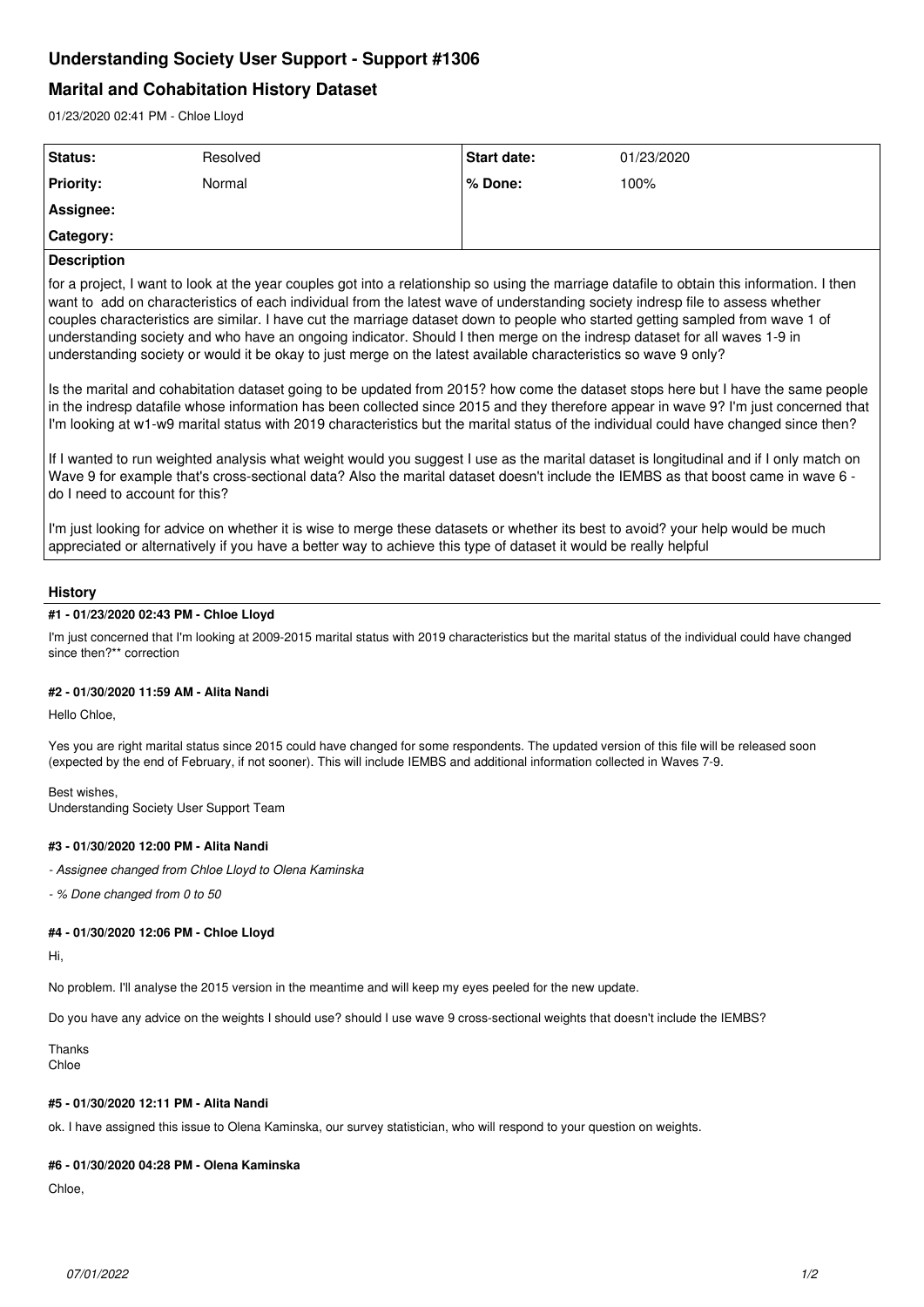# Understanding Society User Support - Support #1306

## Marital and Cohabitation History Dataset

01/23/2020 02:41 PM - Chloe Lloyd

| Status: | Resolved | Start date: | 01/23/2020 |
| --- | --- | --- | --- |
| Priority: | Normal | % Done: | 100% |
| Assignee: | | | |
| Category: | | | |

**Description**

for a project, I want to look at the year couples got into a relationship so using the marriage datafile to obtain this information. I then want to add on characteristics of each individual from the latest wave of understanding society indresp file to assess whether couples characteristics are similar. I have cut the marriage dataset down to people who started getting sampled from wave 1 of understanding society and who have an ongoing indicator. Should I then merge on the indresp dataset for all waves 1-9 in understanding society or would it be okay to just merge on the latest available characteristics so wave 9 only?

Is the marital and cohabitation dataset going to be updated from 2015? how come the dataset stops here but I have the same people in the indresp datafile whose information has been collected since 2015 and they therefore appear in wave 9? I'm just concerned that I'm looking at w1-w9 marital status with 2019 characteristics but the marital status of the individual could have changed since then?

If I wanted to run weighted analysis what weight would you suggest I use as the marital dataset is longitudinal and if I only match on Wave 9 for example that's cross-sectional data? Also the marital dataset doesn't include the IEMBS as that boost came in wave 6 - do I need to account for this?

I'm just looking for advice on whether it is wise to merge these datasets or whether its best to avoid? your help would be much appreciated or alternatively if you have a better way to achieve this type of dataset it would be really helpful

### History

#### #1 - 01/23/2020 02:43 PM - Chloe Lloyd

I'm just concerned that I'm looking at 2009-2015 marital status with 2019 characteristics but the marital status of the individual could have changed since then?** correction

#### #2 - 01/30/2020 11:59 AM - Alita Nandi

Hello Chloe,

Yes you are right marital status since 2015 could have changed for some respondents. The updated version of this file will be released soon (expected by the end of February, if not sooner). This will include IEMBS and additional information collected in Waves 7-9.

Best wishes,
Understanding Society User Support Team

#### #3 - 01/30/2020 12:00 PM - Alita Nandi

*- Assignee changed from Chloe Lloyd to Olena Kaminska*

*- % Done changed from 0 to 50*

#### #4 - 01/30/2020 12:06 PM - Chloe Lloyd

Hi,

No problem. I'll analyse the 2015 version in the meantime and will keep my eyes peeled for the new update.

Do you have any advice on the weights I should use? should I use wave 9 cross-sectional weights that doesn't include the IEMBS?

Thanks
Chloe

#### #5 - 01/30/2020 12:11 PM - Alita Nandi

ok. I have assigned this issue to Olena Kaminska, our survey statistician, who will respond to your question on weights.

#### #6 - 01/30/2020 04:28 PM - Olena Kaminska

Chloe,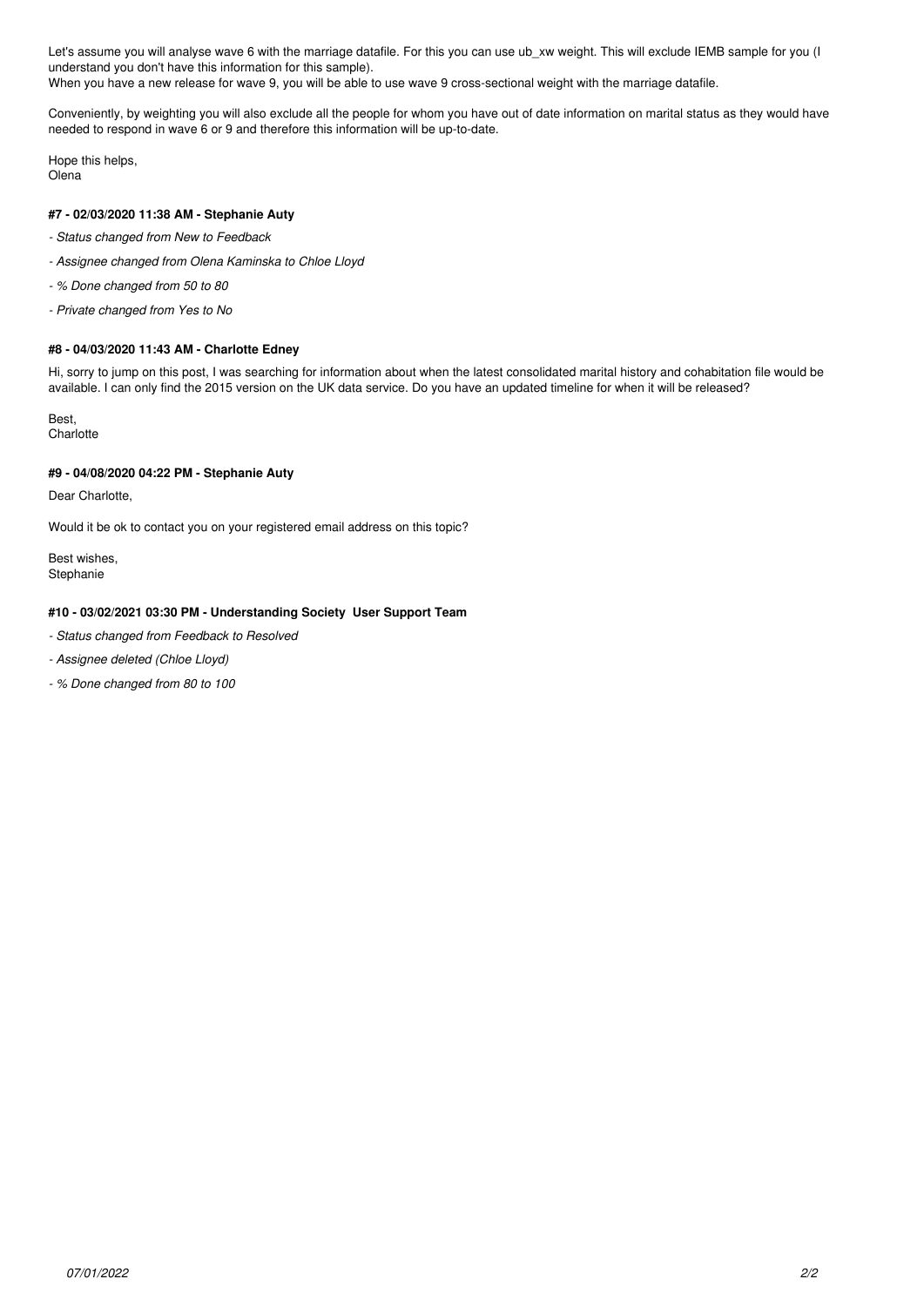Let's assume you will analyse wave 6 with the marriage datafile. For this you can use ub_xw weight. This will exclude IEMB sample for you (I understand you don't have this information for this sample).
When you have a new release for wave 9, you will be able to use wave 9 cross-sectional weight with the marriage datafile.

Conveniently, by weighting you will also exclude all the people for whom you have out of date information on marital status as they would have needed to respond in wave 6 or 9 and therefore this information will be up-to-date.

Hope this helps,
Olena

#### #7 - 02/03/2020 11:38 AM - Stephanie Auty

- *Status changed from New to Feedback*
- *Assignee changed from Olena Kaminska to Chloe Lloyd*
- *% Done changed from 50 to 80*
- *Private changed from Yes to No*

#### #8 - 04/03/2020 11:43 AM - Charlotte Edney

Hi, sorry to jump on this post, I was searching for information about when the latest consolidated marital history and cohabitation file would be available. I can only find the 2015 version on the UK data service. Do you have an updated timeline for when it will be released?

Best,
Charlotte

#### #9 - 04/08/2020 04:22 PM - Stephanie Auty

Dear Charlotte,

Would it be ok to contact you on your registered email address on this topic?

Best wishes,
Stephanie

#### #10 - 03/02/2021 03:30 PM - Understanding Society User Support Team

- *Status changed from Feedback to Resolved*
- *Assignee deleted (Chloe Lloyd)*
- *% Done changed from 80 to 100*